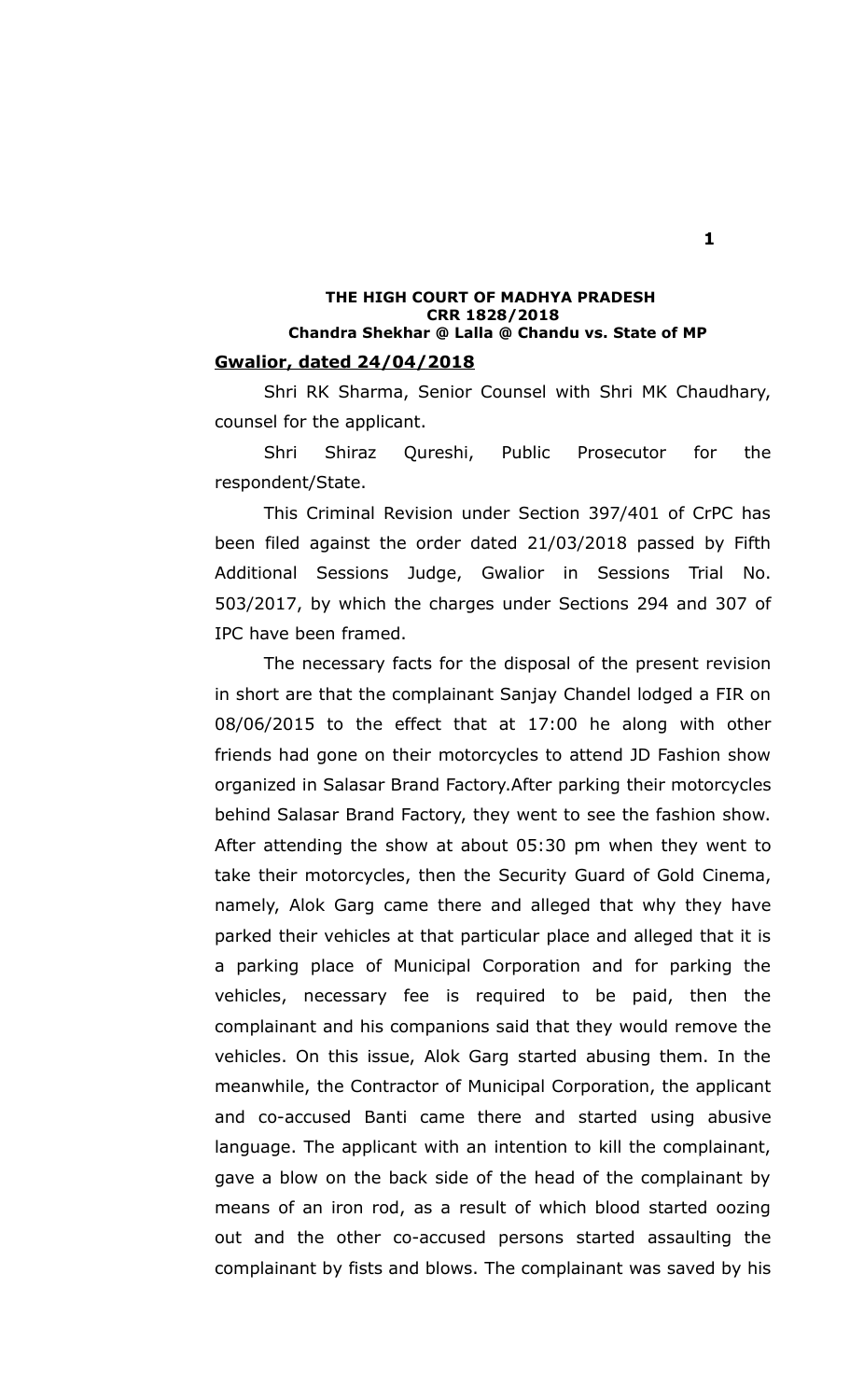**THE HIGH COURT OF MADHYA PRADESH**
**CRR 1828/2018**
**Chandra Shekhar @ Lalla @ Chandu vs. State of MP**

**Gwalior, dated 24/04/2018**

Shri RK Sharma, Senior Counsel with Shri MK Chaudhary, counsel for the applicant.

Shri Shiraz Qureshi, Public Prosecutor for the respondent/State.

This Criminal Revision under Section 397/401 of CrPC has been filed against the order dated 21/03/2018 passed by Fifth Additional Sessions Judge, Gwalior in Sessions Trial No. 503/2017, by which the charges under Sections 294 and 307 of IPC have been framed.

The necessary facts for the disposal of the present revision in short are that the complainant Sanjay Chandel lodged a FIR on 08/06/2015 to the effect that at 17:00 he along with other friends had gone on their motorcycles to attend JD Fashion show organized in Salasar Brand Factory.After parking their motorcycles behind Salasar Brand Factory, they went to see the fashion show. After attending the show at about 05:30 pm when they went to take their motorcycles, then the Security Guard of Gold Cinema, namely, Alok Garg came there and alleged that why they have parked their vehicles at that particular place and alleged that it is a parking place of Municipal Corporation and for parking the vehicles, necessary fee is required to be paid, then the complainant and his companions said that they would remove the vehicles. On this issue, Alok Garg started abusing them. In the meanwhile, the Contractor of Municipal Corporation, the applicant and co-accused Banti came there and started using abusive language. The applicant with an intention to kill the complainant, gave a blow on the back side of the head of the complainant by means of an iron rod, as a result of which blood started oozing out and the other co-accused persons started assaulting the complainant by fists and blows. The complainant was saved by his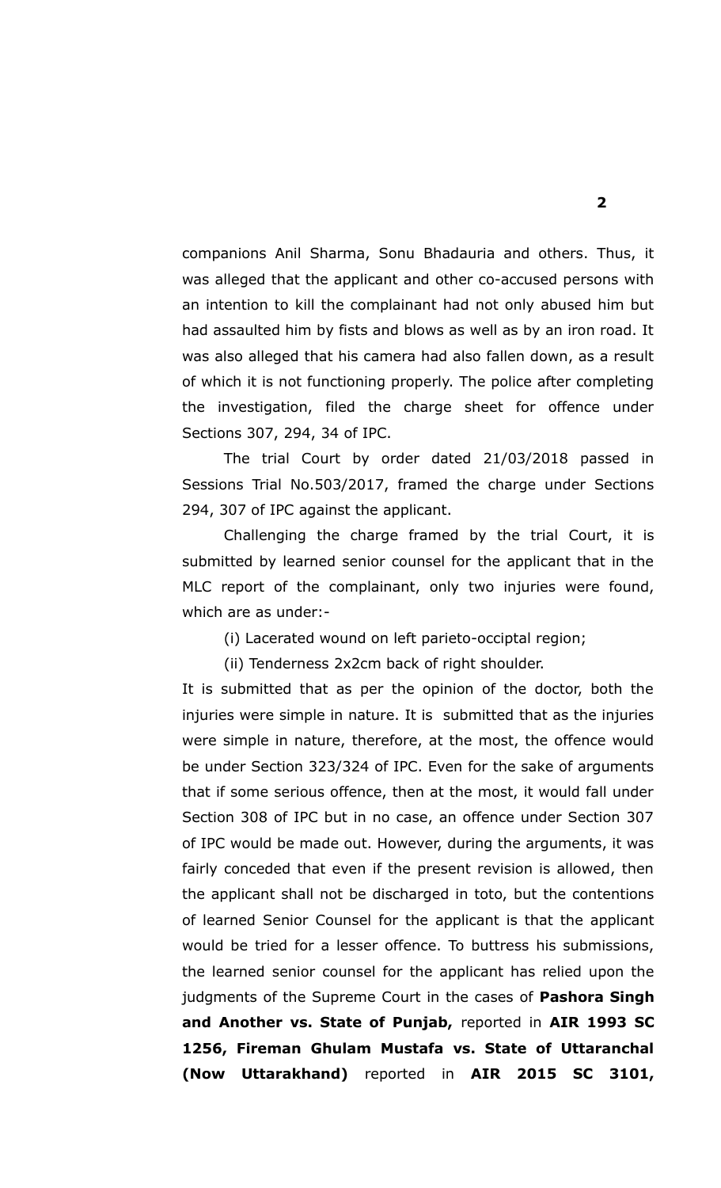companions Anil Sharma, Sonu Bhadauria and others. Thus, it was alleged that the applicant and other co-accused persons with an intention to kill the complainant had not only abused him but had assaulted him by fists and blows as well as by an iron road. It was also alleged that his camera had also fallen down, as a result of which it is not functioning properly. The police after completing the investigation, filed the charge sheet for offence under Sections 307, 294, 34 of IPC.

The trial Court by order dated 21/03/2018 passed in Sessions Trial No.503/2017, framed the charge under Sections 294, 307 of IPC against the applicant.

Challenging the charge framed by the trial Court, it is submitted by learned senior counsel for the applicant that in the MLC report of the complainant, only two injuries were found, which are as under:-

(i) Lacerated wound on left parieto-occiptal region;

(ii) Tenderness 2x2cm back of right shoulder.

It is submitted that as per the opinion of the doctor, both the injuries were simple in nature. It is submitted that as the injuries were simple in nature, therefore, at the most, the offence would be under Section 323/324 of IPC. Even for the sake of arguments that if some serious offence, then at the most, it would fall under Section 308 of IPC but in no case, an offence under Section 307 of IPC would be made out. However, during the arguments, it was fairly conceded that even if the present revision is allowed, then the applicant shall not be discharged in toto, but the contentions of learned Senior Counsel for the applicant is that the applicant would be tried for a lesser offence. To buttress his submissions, the learned senior counsel for the applicant has relied upon the judgments of the Supreme Court in the cases of **Pashora Singh and Another vs. State of Punjab,** reported in **AIR 1993 SC 1256, Fireman Ghulam Mustafa vs. State of Uttaranchal (Now Uttarakhand)** reported in **AIR 2015 SC 3101,**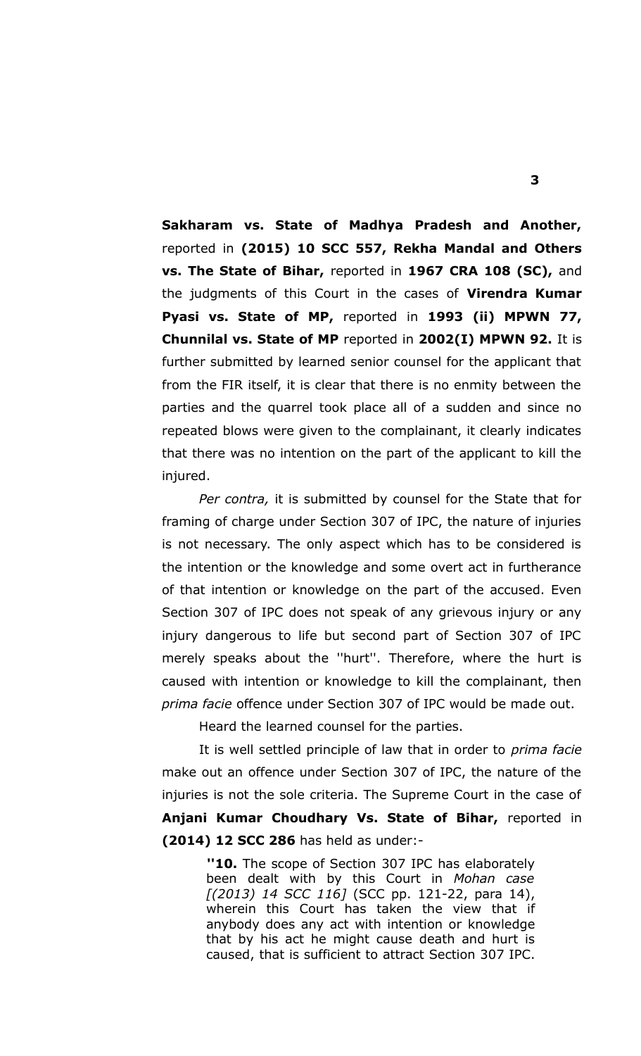**Sakharam vs. State of Madhya Pradesh and Another,** reported in **(2015) 10 SCC 557, Rekha Mandal and Others vs. The State of Bihar,** reported in **1967 CRA 108 (SC),** and the judgments of this Court in the cases of **Virendra Kumar Pyasi vs. State of MP,** reported in **1993 (ii) MPWN 77, Chunnilal vs. State of MP** reported in **2002(I) MPWN 92.** It is further submitted by learned senior counsel for the applicant that from the FIR itself, it is clear that there is no enmity between the parties and the quarrel took place all of a sudden and since no repeated blows were given to the complainant, it clearly indicates that there was no intention on the part of the applicant to kill the injured.

*Per contra,* it is submitted by counsel for the State that for framing of charge under Section 307 of IPC, the nature of injuries is not necessary. The only aspect which has to be considered is the intention or the knowledge and some overt act in furtherance of that intention or knowledge on the part of the accused. Even Section 307 of IPC does not speak of any grievous injury or any injury dangerous to life but second part of Section 307 of IPC merely speaks about the ''hurt''. Therefore, where the hurt is caused with intention or knowledge to kill the complainant, then *prima facie* offence under Section 307 of IPC would be made out.

Heard the learned counsel for the parties.

It is well settled principle of law that in order to *prima facie* make out an offence under Section 307 of IPC, the nature of the injuries is not the sole criteria. The Supreme Court in the case of **Anjani Kumar Choudhary Vs. State of Bihar,** reported in **(2014) 12 SCC 286** has held as under:-

> **''10.** The scope of Section 307 IPC has elaborately been dealt with by this Court in *Mohan case [(2013) 14 SCC 116]* (SCC pp. 121-22, para 14), wherein this Court has taken the view that if anybody does any act with intention or knowledge that by his act he might cause death and hurt is caused, that is sufficient to attract Section 307 IPC.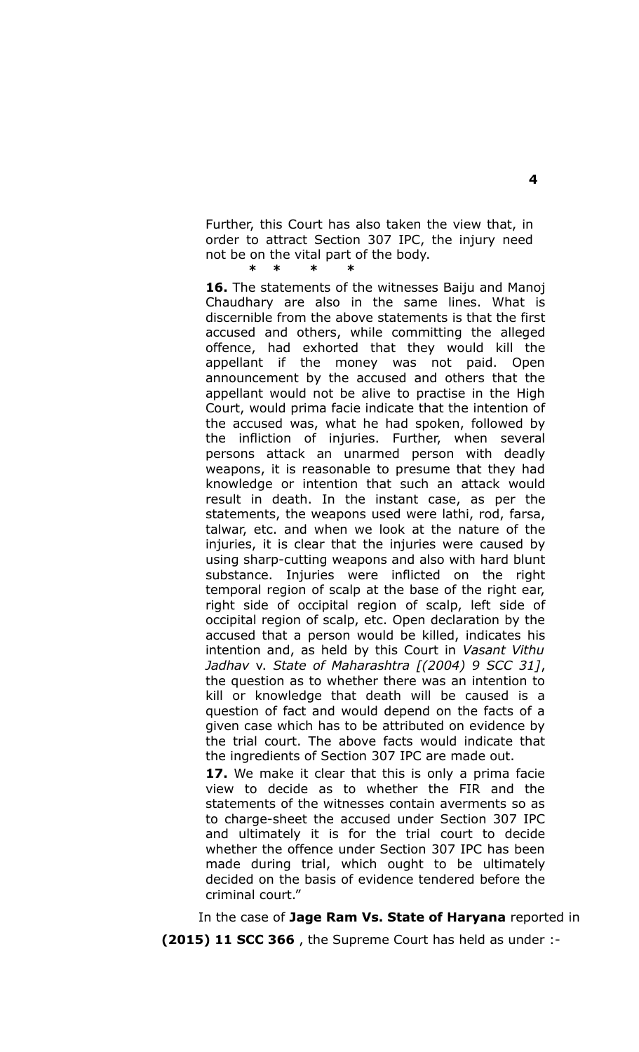Further, this Court has also taken the view that, in order to attract Section 307 IPC, the injury need not be on the vital part of the body.

\* \* \* \*

**16.** The statements of the witnesses Baiju and Manoj Chaudhary are also in the same lines. What is discernible from the above statements is that the first accused and others, while committing the alleged offence, had exhorted that they would kill the appellant if the money was not paid. Open announcement by the accused and others that the appellant would not be alive to practise in the High Court, would prima facie indicate that the intention of the accused was, what he had spoken, followed by the infliction of injuries. Further, when several persons attack an unarmed person with deadly weapons, it is reasonable to presume that they had knowledge or intention that such an attack would result in death. In the instant case, as per the statements, the weapons used were lathi, rod, farsa, talwar, etc. and when we look at the nature of the injuries, it is clear that the injuries were caused by using sharp-cutting weapons and also with hard blunt substance. Injuries were inflicted on the right temporal region of scalp at the base of the right ear, right side of occipital region of scalp, left side of occipital region of scalp, etc. Open declaration by the accused that a person would be killed, indicates his intention and, as held by this Court in *Vasant Vithu Jadhav* v. *State of Maharashtra [(2004) 9 SCC 31]*, the question as to whether there was an intention to kill or knowledge that death will be caused is a question of fact and would depend on the facts of a given case which has to be attributed on evidence by the trial court. The above facts would indicate that the ingredients of Section 307 IPC are made out.

**17.** We make it clear that this is only a prima facie view to decide as to whether the FIR and the statements of the witnesses contain averments so as to charge-sheet the accused under Section 307 IPC and ultimately it is for the trial court to decide whether the offence under Section 307 IPC has been made during trial, which ought to be ultimately decided on the basis of evidence tendered before the criminal court."

In the case of **Jage Ram Vs. State of Haryana** reported in **(2015) 11 SCC 366** , the Supreme Court has held as under :-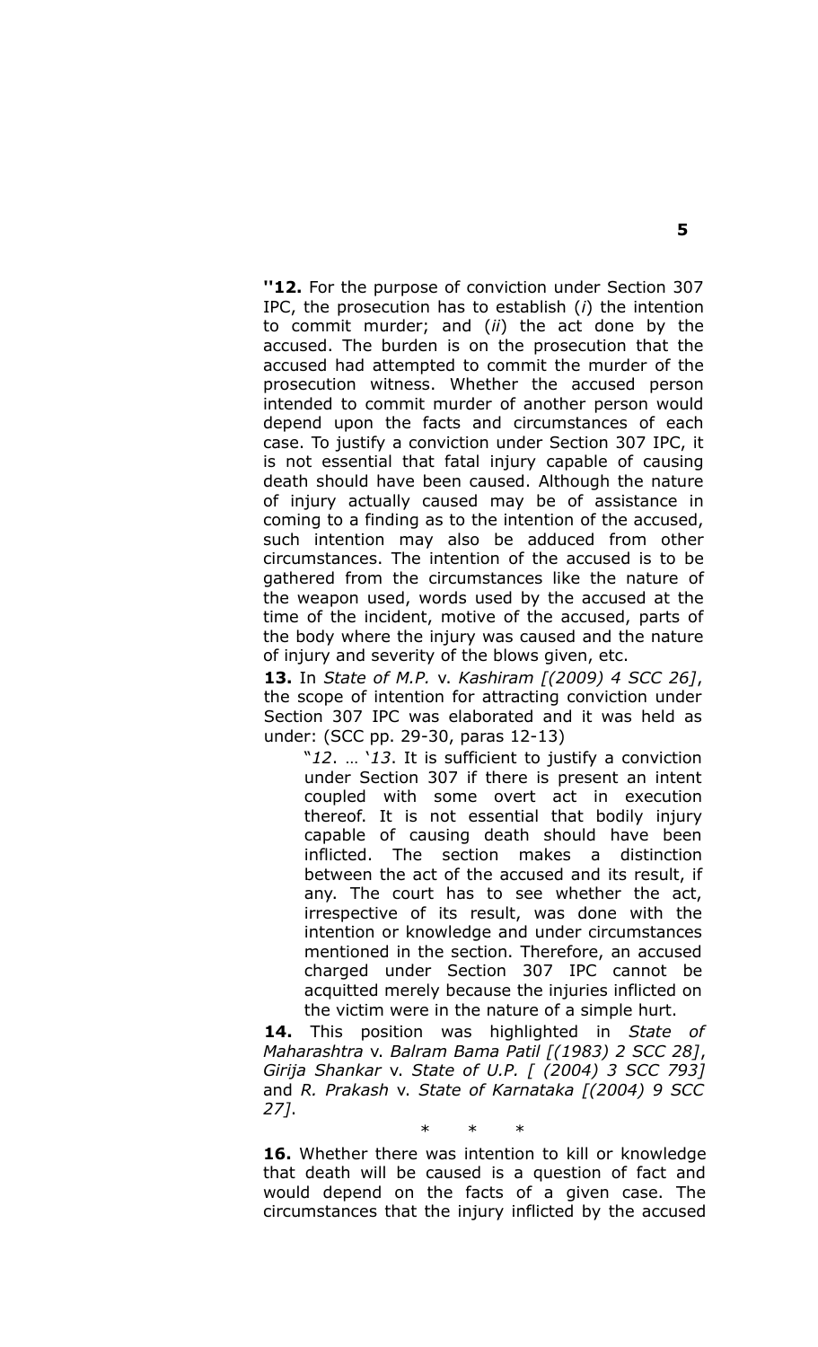**''12.** For the purpose of conviction under Section 307 IPC, the prosecution has to establish (*i*) the intention to commit murder; and (*ii*) the act done by the accused. The burden is on the prosecution that the accused had attempted to commit the murder of the prosecution witness. Whether the accused person intended to commit murder of another person would depend upon the facts and circumstances of each case. To justify a conviction under Section 307 IPC, it is not essential that fatal injury capable of causing death should have been caused. Although the nature of injury actually caused may be of assistance in coming to a finding as to the intention of the accused, such intention may also be adduced from other circumstances. The intention of the accused is to be gathered from the circumstances like the nature of the weapon used, words used by the accused at the time of the incident, motive of the accused, parts of the body where the injury was caused and the nature of injury and severity of the blows given, etc.

**13.** In *State of M.P.* v. *Kashiram [(2009) 4 SCC 26]*, the scope of intention for attracting conviction under Section 307 IPC was elaborated and it was held as under: (SCC pp. 29-30, paras 12-13)

> "*12*. … '*13*. It is sufficient to justify a conviction under Section 307 if there is present an intent coupled with some overt act in execution thereof. It is not essential that bodily injury capable of causing death should have been inflicted. The section makes a distinction between the act of the accused and its result, if any. The court has to see whether the act, irrespective of its result, was done with the intention or knowledge and under circumstances mentioned in the section. Therefore, an accused charged under Section 307 IPC cannot be acquitted merely because the injuries inflicted on the victim were in the nature of a simple hurt.

**14.** This position was highlighted in *State of Maharashtra* v. *Balram Bama Patil [(1983) 2 SCC 28]*, *Girija Shankar* v. *State of U.P. [ (2004) 3 SCC 793]* and *R. Prakash* v. *State of Karnataka [(2004) 9 SCC 27]*.

\* \* \*

**16.** Whether there was intention to kill or knowledge that death will be caused is a question of fact and would depend on the facts of a given case. The circumstances that the injury inflicted by the accused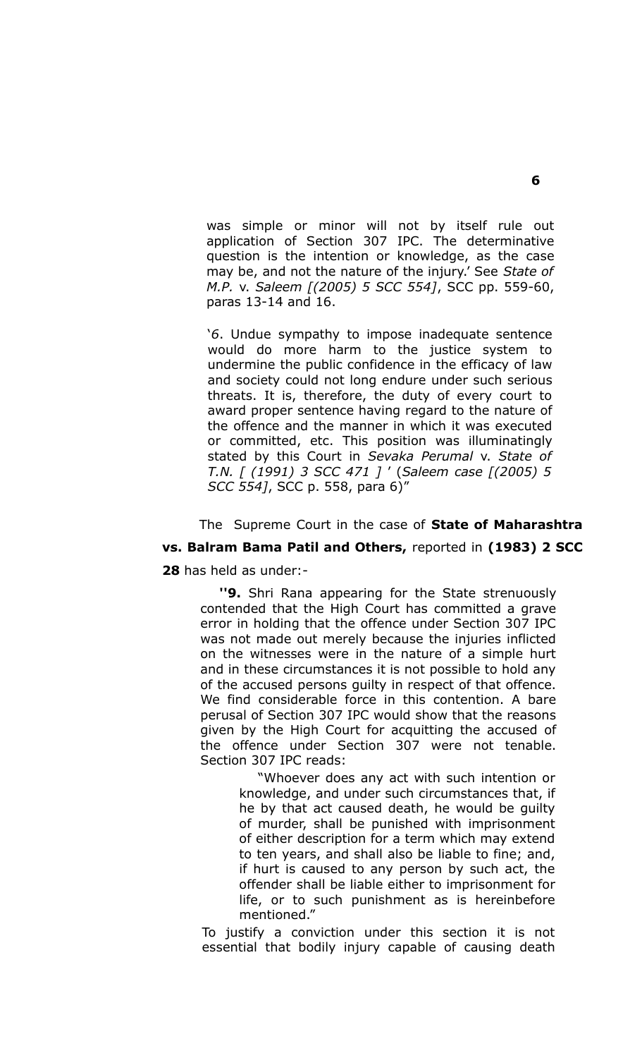was simple or minor will not by itself rule out application of Section 307 IPC. The determinative question is the intention or knowledge, as the case may be, and not the nature of the injury.' See *State of M.P.* v. *Saleem [(2005) 5 SCC 554]*, SCC pp. 559-60, paras 13-14 and 16.

'*6*. Undue sympathy to impose inadequate sentence would do more harm to the justice system to undermine the public confidence in the efficacy of law and society could not long endure under such serious threats. It is, therefore, the duty of every court to award proper sentence having regard to the nature of the offence and the manner in which it was executed or committed, etc. This position was illuminatingly stated by this Court in *Sevaka Perumal* v. *State of T.N. [ (1991) 3 SCC 471 ]* ' (*Saleem case [(2005) 5 SCC 554]*, SCC p. 558, para 6)"

The Supreme Court in the case of **State of Maharashtra vs. Balram Bama Patil and Others,** reported in **(1983) 2 SCC 28** has held as under:-

> **''9.** Shri Rana appearing for the State strenuously contended that the High Court has committed a grave error in holding that the offence under Section 307 IPC was not made out merely because the injuries inflicted on the witnesses were in the nature of a simple hurt and in these circumstances it is not possible to hold any of the accused persons guilty in respect of that offence. We find considerable force in this contention. A bare perusal of Section 307 IPC would show that the reasons given by the High Court for acquitting the accused of the offence under Section 307 were not tenable. Section 307 IPC reads:
>
> > "Whoever does any act with such intention or knowledge, and under such circumstances that, if he by that act caused death, he would be guilty of murder, shall be punished with imprisonment of either description for a term which may extend to ten years, and shall also be liable to fine; and, if hurt is caused to any person by such act, the offender shall be liable either to imprisonment for life, or to such punishment as is hereinbefore mentioned."
>
> To justify a conviction under this section it is not essential that bodily injury capable of causing death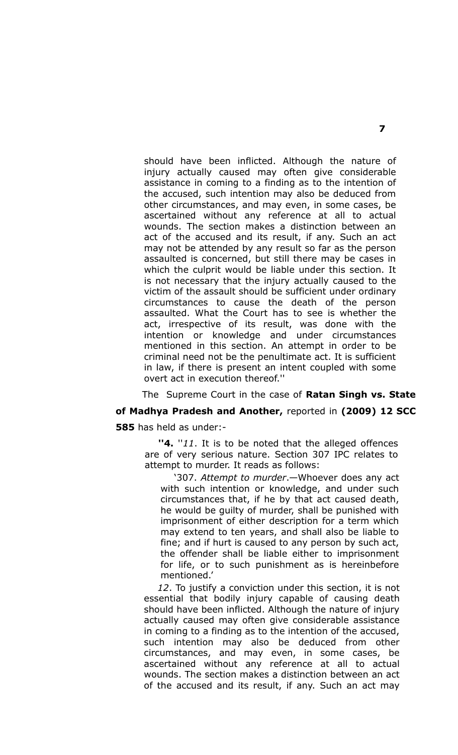> should have been inflicted. Although the nature of injury actually caused may often give considerable assistance in coming to a finding as to the intention of the accused, such intention may also be deduced from other circumstances, and may even, in some cases, be ascertained without any reference at all to actual wounds. The section makes a distinction between an act of the accused and its result, if any. Such an act may not be attended by any result so far as the person assaulted is concerned, but still there may be cases in which the culprit would be liable under this section. It is not necessary that the injury actually caused to the victim of the assault should be sufficient under ordinary circumstances to cause the death of the person assaulted. What the Court has to see is whether the act, irrespective of its result, was done with the intention or knowledge and under circumstances mentioned in this section. An attempt in order to be criminal need not be the penultimate act. It is sufficient in law, if there is present an intent coupled with some overt act in execution thereof.''

The Supreme Court in the case of **Ratan Singh vs. State of Madhya Pradesh and Another,** reported in **(2009) 12 SCC 585** has held as under:-

> **''4.** ''*11*. It is to be noted that the alleged offences are of very serious nature. Section 307 IPC relates to attempt to murder. It reads as follows:
>
> > '307. *Attempt to murder*.—Whoever does any act with such intention or knowledge, and under such circumstances that, if he by that act caused death, he would be guilty of murder, shall be punished with imprisonment of either description for a term which may extend to ten years, and shall also be liable to fine; and if hurt is caused to any person by such act, the offender shall be liable either to imprisonment for life, or to such punishment as is hereinbefore mentioned.'
>
> *12*. To justify a conviction under this section, it is not essential that bodily injury capable of causing death should have been inflicted. Although the nature of injury actually caused may often give considerable assistance in coming to a finding as to the intention of the accused, such intention may also be deduced from other circumstances, and may even, in some cases, be ascertained without any reference at all to actual wounds. The section makes a distinction between an act of the accused and its result, if any. Such an act may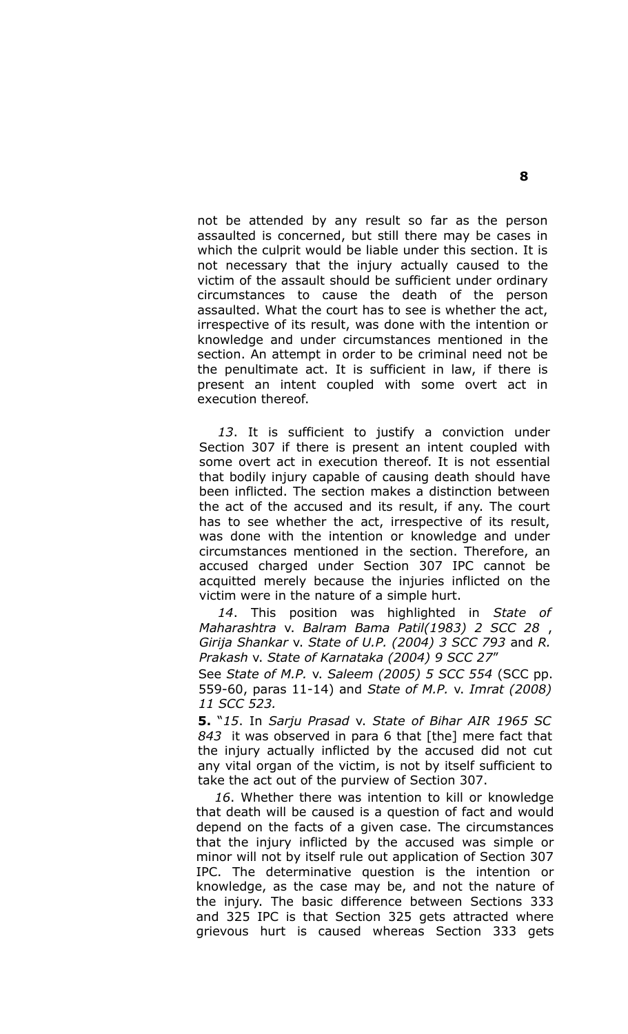not be attended by any result so far as the person assaulted is concerned, but still there may be cases in which the culprit would be liable under this section. It is not necessary that the injury actually caused to the victim of the assault should be sufficient under ordinary circumstances to cause the death of the person assaulted. What the court has to see is whether the act, irrespective of its result, was done with the intention or knowledge and under circumstances mentioned in the section. An attempt in order to be criminal need not be the penultimate act. It is sufficient in law, if there is present an intent coupled with some overt act in execution thereof.

*13*. It is sufficient to justify a conviction under Section 307 if there is present an intent coupled with some overt act in execution thereof. It is not essential that bodily injury capable of causing death should have been inflicted. The section makes a distinction between the act of the accused and its result, if any. The court has to see whether the act, irrespective of its result, was done with the intention or knowledge and under circumstances mentioned in the section. Therefore, an accused charged under Section 307 IPC cannot be acquitted merely because the injuries inflicted on the victim were in the nature of a simple hurt.

*14*. This position was highlighted in *State of Maharashtra* v. *Balram Bama Patil(1983) 2 SCC 28* , *Girija Shankar* v. *State of U.P. (2004) 3 SCC 793* and *R. Prakash* v. *State of Karnataka (2004) 9 SCC 27*"

See *State of M.P.* v. *Saleem (2005) 5 SCC 554* (SCC pp. 559-60, paras 11-14) and *State of M.P.* v. *Imrat (2008) 11 SCC 523.*

**5.** "*15*. In *Sarju Prasad* v. *State of Bihar AIR 1965 SC 843* it was observed in para 6 that [the] mere fact that the injury actually inflicted by the accused did not cut any vital organ of the victim, is not by itself sufficient to take the act out of the purview of Section 307.

*16*. Whether there was intention to kill or knowledge that death will be caused is a question of fact and would depend on the facts of a given case. The circumstances that the injury inflicted by the accused was simple or minor will not by itself rule out application of Section 307 IPC. The determinative question is the intention or knowledge, as the case may be, and not the nature of the injury. The basic difference between Sections 333 and 325 IPC is that Section 325 gets attracted where grievous hurt is caused whereas Section 333 gets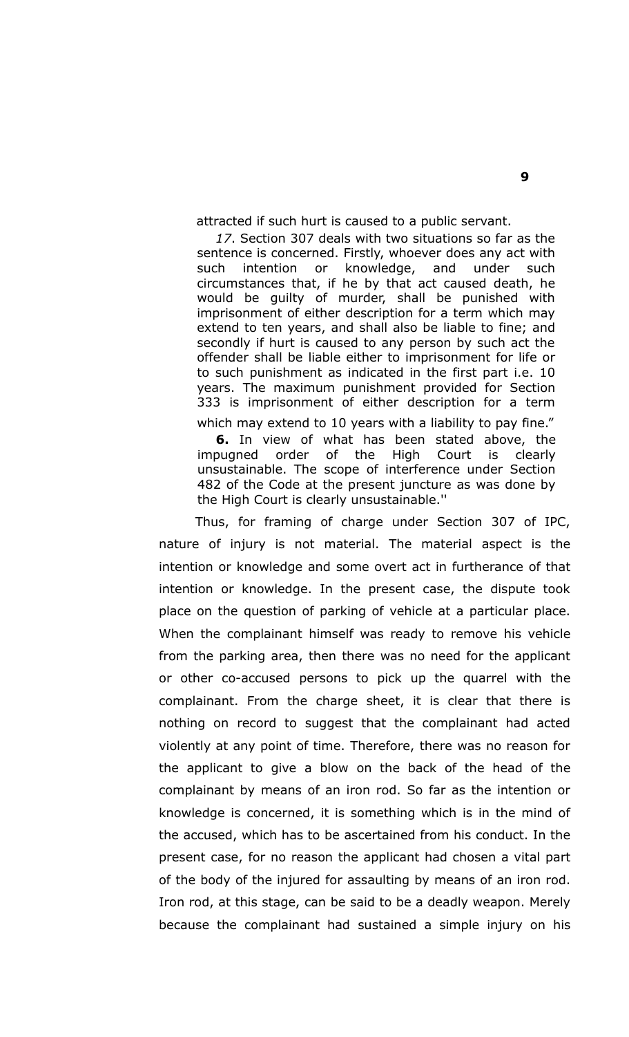attracted if such hurt is caused to a public servant.

*17*. Section 307 deals with two situations so far as the sentence is concerned. Firstly, whoever does any act with such intention or knowledge, and under such circumstances that, if he by that act caused death, he would be guilty of murder, shall be punished with imprisonment of either description for a term which may extend to ten years, and shall also be liable to fine; and secondly if hurt is caused to any person by such act the offender shall be liable either to imprisonment for life or to such punishment as indicated in the first part i.e. 10 years. The maximum punishment provided for Section 333 is imprisonment of either description for a term which may extend to 10 years with a liability to pay fine."

**6.** In view of what has been stated above, the impugned order of the High Court is clearly unsustainable. The scope of interference under Section 482 of the Code at the present juncture as was done by the High Court is clearly unsustainable.''

Thus, for framing of charge under Section 307 of IPC, nature of injury is not material. The material aspect is the intention or knowledge and some overt act in furtherance of that intention or knowledge. In the present case, the dispute took place on the question of parking of vehicle at a particular place. When the complainant himself was ready to remove his vehicle from the parking area, then there was no need for the applicant or other co-accused persons to pick up the quarrel with the complainant. From the charge sheet, it is clear that there is nothing on record to suggest that the complainant had acted violently at any point of time. Therefore, there was no reason for the applicant to give a blow on the back of the head of the complainant by means of an iron rod. So far as the intention or knowledge is concerned, it is something which is in the mind of the accused, which has to be ascertained from his conduct. In the present case, for no reason the applicant had chosen a vital part of the body of the injured for assaulting by means of an iron rod. Iron rod, at this stage, can be said to be a deadly weapon. Merely because the complainant had sustained a simple injury on his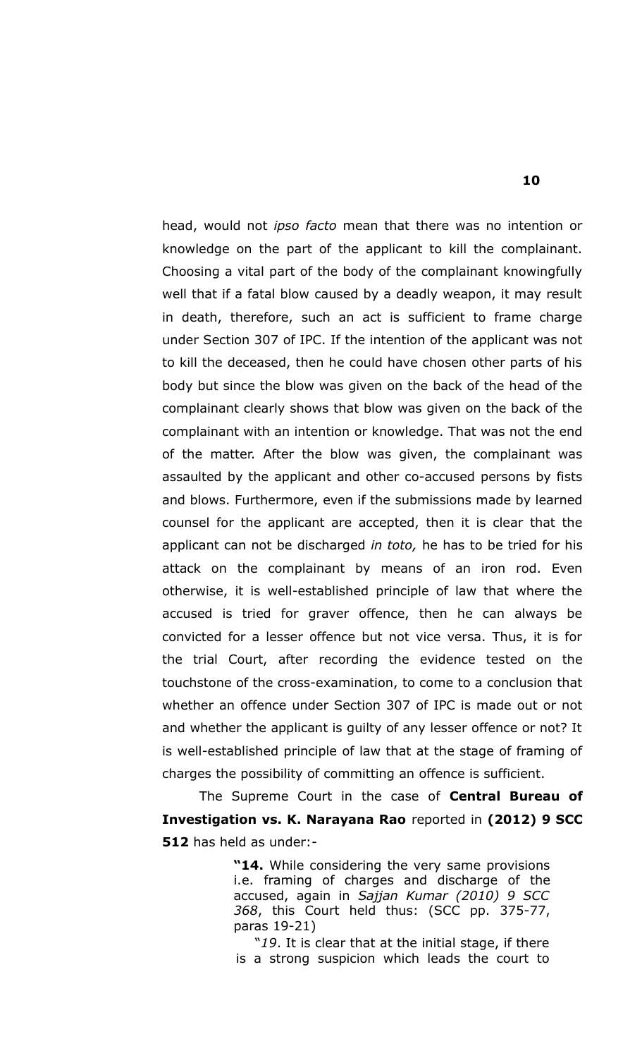head, would not *ipso facto* mean that there was no intention or knowledge on the part of the applicant to kill the complainant. Choosing a vital part of the body of the complainant knowingfully well that if a fatal blow caused by a deadly weapon, it may result in death, therefore, such an act is sufficient to frame charge under Section 307 of IPC. If the intention of the applicant was not to kill the deceased, then he could have chosen other parts of his body but since the blow was given on the back of the head of the complainant clearly shows that blow was given on the back of the complainant with an intention or knowledge. That was not the end of the matter. After the blow was given, the complainant was assaulted by the applicant and other co-accused persons by fists and blows. Furthermore, even if the submissions made by learned counsel for the applicant are accepted, then it is clear that the applicant can not be discharged *in toto,* he has to be tried for his attack on the complainant by means of an iron rod. Even otherwise, it is well-established principle of law that where the accused is tried for graver offence, then he can always be convicted for a lesser offence but not vice versa. Thus, it is for the trial Court, after recording the evidence tested on the touchstone of the cross-examination, to come to a conclusion that whether an offence under Section 307 of IPC is made out or not and whether the applicant is guilty of any lesser offence or not? It is well-established principle of law that at the stage of framing of charges the possibility of committing an offence is sufficient.

The Supreme Court in the case of **Central Bureau of Investigation vs. K. Narayana Rao** reported in **(2012) 9 SCC 512** has held as under:-

> **"14.** While considering the very same provisions i.e. framing of charges and discharge of the accused, again in *Sajjan Kumar (2010) 9 SCC 368*, this Court held thus: (SCC pp. 375-77, paras 19-21)
>
> "*19*. It is clear that at the initial stage, if there is a strong suspicion which leads the court to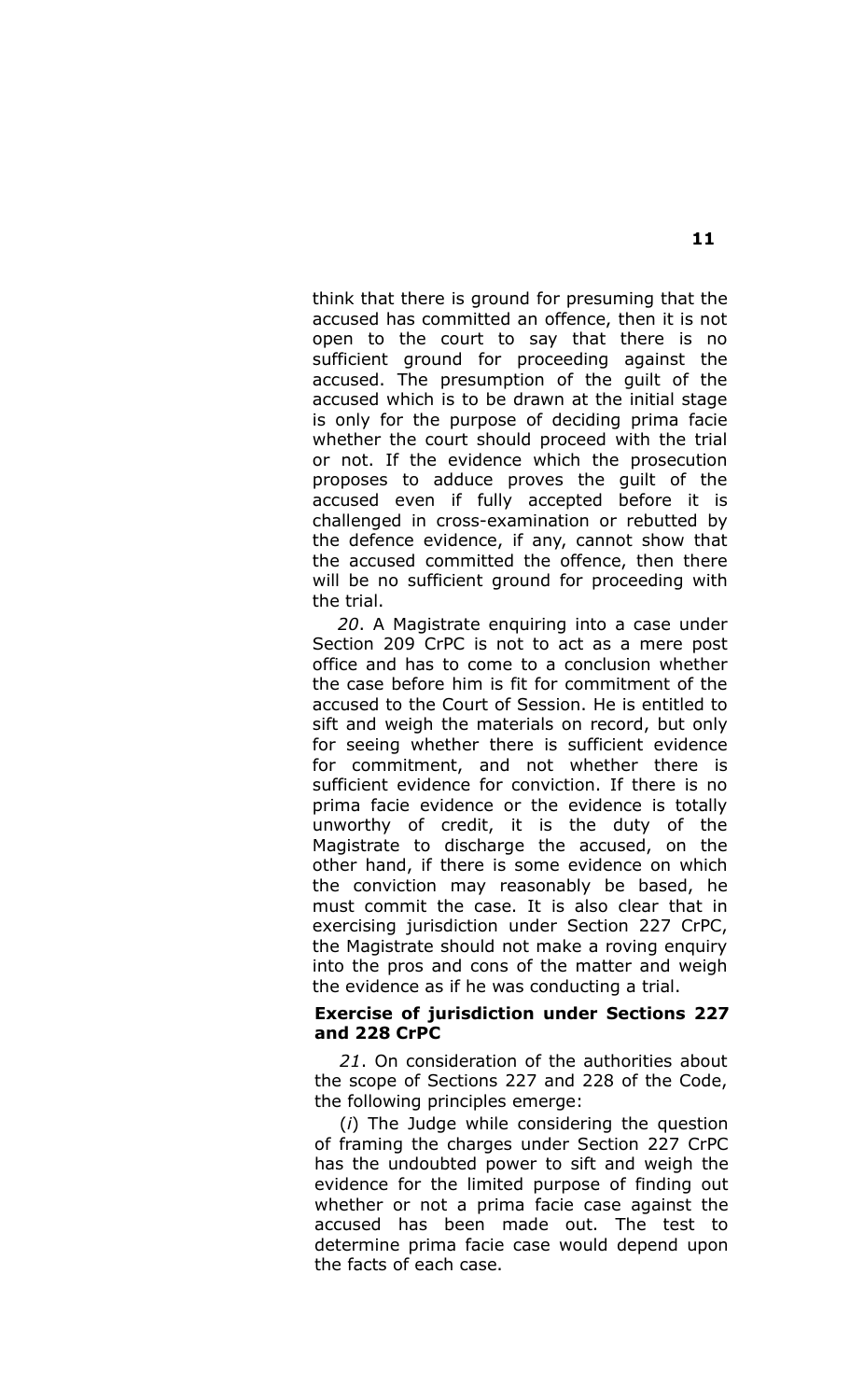think that there is ground for presuming that the accused has committed an offence, then it is not open to the court to say that there is no sufficient ground for proceeding against the accused. The presumption of the guilt of the accused which is to be drawn at the initial stage is only for the purpose of deciding prima facie whether the court should proceed with the trial or not. If the evidence which the prosecution proposes to adduce proves the guilt of the accused even if fully accepted before it is challenged in cross-examination or rebutted by the defence evidence, if any, cannot show that the accused committed the offence, then there will be no sufficient ground for proceeding with the trial.

*20*. A Magistrate enquiring into a case under Section 209 CrPC is not to act as a mere post office and has to come to a conclusion whether the case before him is fit for commitment of the accused to the Court of Session. He is entitled to sift and weigh the materials on record, but only for seeing whether there is sufficient evidence for commitment, and not whether there is sufficient evidence for conviction. If there is no prima facie evidence or the evidence is totally unworthy of credit, it is the duty of the Magistrate to discharge the accused, on the other hand, if there is some evidence on which the conviction may reasonably be based, he must commit the case. It is also clear that in exercising jurisdiction under Section 227 CrPC, the Magistrate should not make a roving enquiry into the pros and cons of the matter and weigh the evidence as if he was conducting a trial.

**Exercise of jurisdiction under Sections 227 and 228 CrPC**

*21*. On consideration of the authorities about the scope of Sections 227 and 228 of the Code, the following principles emerge:

(*i*) The Judge while considering the question of framing the charges under Section 227 CrPC has the undoubted power to sift and weigh the evidence for the limited purpose of finding out whether or not a prima facie case against the accused has been made out. The test to determine prima facie case would depend upon the facts of each case.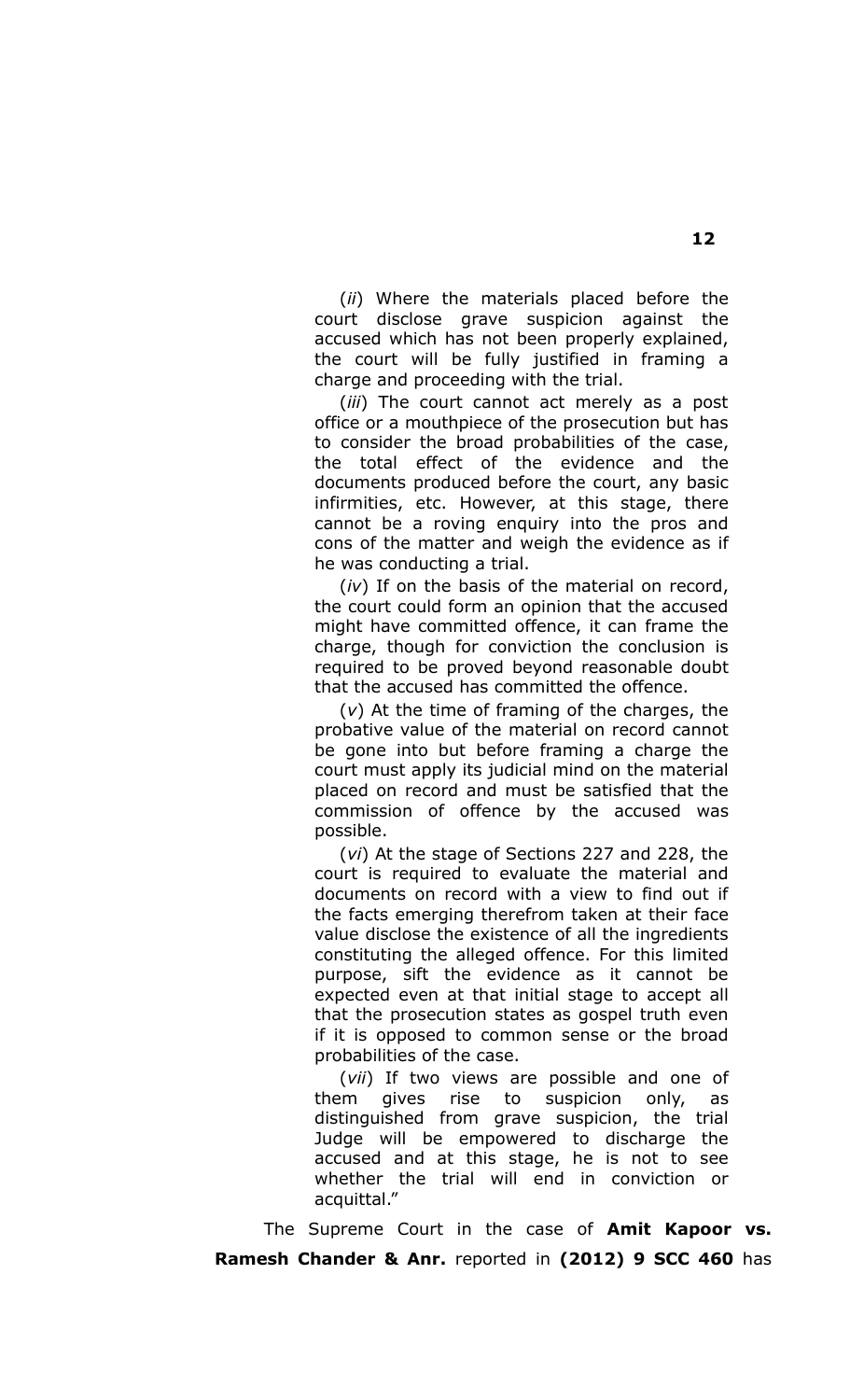(*ii*) Where the materials placed before the court disclose grave suspicion against the accused which has not been properly explained, the court will be fully justified in framing a charge and proceeding with the trial.

(*iii*) The court cannot act merely as a post office or a mouthpiece of the prosecution but has to consider the broad probabilities of the case, the total effect of the evidence and the documents produced before the court, any basic infirmities, etc. However, at this stage, there cannot be a roving enquiry into the pros and cons of the matter and weigh the evidence as if he was conducting a trial.

(*iv*) If on the basis of the material on record, the court could form an opinion that the accused might have committed offence, it can frame the charge, though for conviction the conclusion is required to be proved beyond reasonable doubt that the accused has committed the offence.

(*v*) At the time of framing of the charges, the probative value of the material on record cannot be gone into but before framing a charge the court must apply its judicial mind on the material placed on record and must be satisfied that the commission of offence by the accused was possible.

(*vi*) At the stage of Sections 227 and 228, the court is required to evaluate the material and documents on record with a view to find out if the facts emerging therefrom taken at their face value disclose the existence of all the ingredients constituting the alleged offence. For this limited purpose, sift the evidence as it cannot be expected even at that initial stage to accept all that the prosecution states as gospel truth even if it is opposed to common sense or the broad probabilities of the case.

(*vii*) If two views are possible and one of them gives rise to suspicion only, as distinguished from grave suspicion, the trial Judge will be empowered to discharge the accused and at this stage, he is not to see whether the trial will end in conviction or acquittal."

The Supreme Court in the case of **Amit Kapoor vs. Ramesh Chander & Anr.** reported in **(2012) 9 SCC 460** has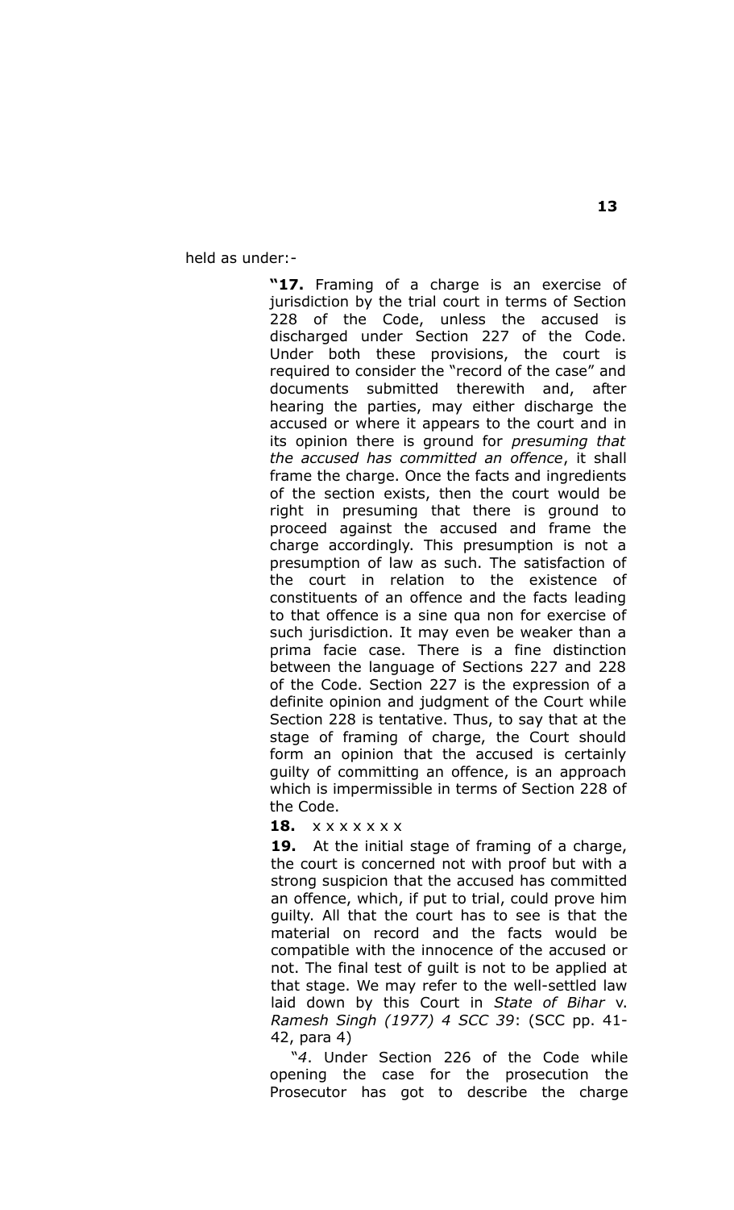held as under:-

> **"17.** Framing of a charge is an exercise of jurisdiction by the trial court in terms of Section 228 of the Code, unless the accused is discharged under Section 227 of the Code. Under both these provisions, the court is required to consider the "record of the case" and documents submitted therewith and, after hearing the parties, may either discharge the accused or where it appears to the court and in its opinion there is ground for *presuming that the accused has committed an offence*, it shall frame the charge. Once the facts and ingredients of the section exists, then the court would be right in presuming that there is ground to proceed against the accused and frame the charge accordingly. This presumption is not a presumption of law as such. The satisfaction of the court in relation to the existence of constituents of an offence and the facts leading to that offence is a sine qua non for exercise of such jurisdiction. It may even be weaker than a prima facie case. There is a fine distinction between the language of Sections 227 and 228 of the Code. Section 227 is the expression of a definite opinion and judgment of the Court while Section 228 is tentative. Thus, to say that at the stage of framing of charge, the Court should form an opinion that the accused is certainly guilty of committing an offence, is an approach which is impermissible in terms of Section 228 of the Code.
>
> **18.** x x x x x x x
>
> **19.** At the initial stage of framing of a charge, the court is concerned not with proof but with a strong suspicion that the accused has committed an offence, which, if put to trial, could prove him guilty. All that the court has to see is that the material on record and the facts would be compatible with the innocence of the accused or not. The final test of guilt is not to be applied at that stage. We may refer to the well-settled law laid down by this Court in *State of Bihar* v. *Ramesh Singh (1977) 4 SCC 39*: (SCC pp. 41-42, para 4)
>
> "*4*. Under Section 226 of the Code while opening the case for the prosecution the Prosecutor has got to describe the charge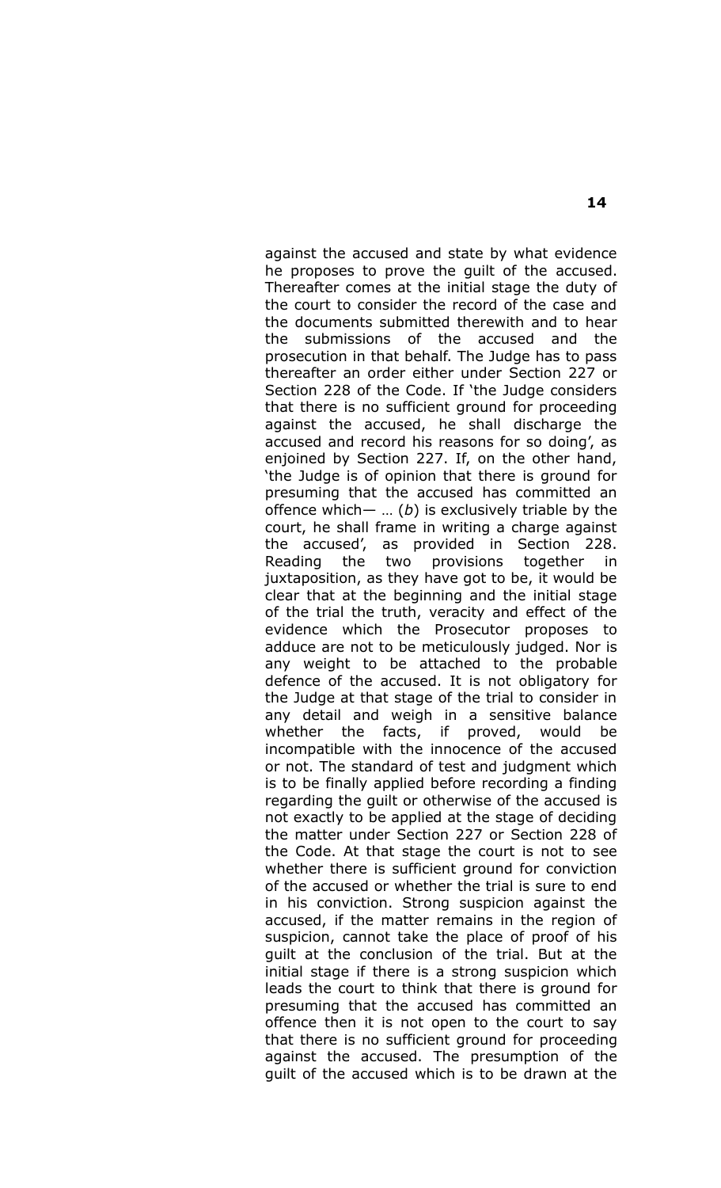against the accused and state by what evidence he proposes to prove the guilt of the accused. Thereafter comes at the initial stage the duty of the court to consider the record of the case and the documents submitted therewith and to hear the submissions of the accused and the prosecution in that behalf. The Judge has to pass thereafter an order either under Section 227 or Section 228 of the Code. If 'the Judge considers that there is no sufficient ground for proceeding against the accused, he shall discharge the accused and record his reasons for so doing', as enjoined by Section 227. If, on the other hand, 'the Judge is of opinion that there is ground for presuming that the accused has committed an offence which— … (*b*) is exclusively triable by the court, he shall frame in writing a charge against the accused', as provided in Section 228. Reading the two provisions together in juxtaposition, as they have got to be, it would be clear that at the beginning and the initial stage of the trial the truth, veracity and effect of the evidence which the Prosecutor proposes to adduce are not to be meticulously judged. Nor is any weight to be attached to the probable defence of the accused. It is not obligatory for the Judge at that stage of the trial to consider in any detail and weigh in a sensitive balance whether the facts, if proved, would be incompatible with the innocence of the accused or not. The standard of test and judgment which is to be finally applied before recording a finding regarding the guilt or otherwise of the accused is not exactly to be applied at the stage of deciding the matter under Section 227 or Section 228 of the Code. At that stage the court is not to see whether there is sufficient ground for conviction of the accused or whether the trial is sure to end in his conviction. Strong suspicion against the accused, if the matter remains in the region of suspicion, cannot take the place of proof of his guilt at the conclusion of the trial. But at the initial stage if there is a strong suspicion which leads the court to think that there is ground for presuming that the accused has committed an offence then it is not open to the court to say that there is no sufficient ground for proceeding against the accused. The presumption of the guilt of the accused which is to be drawn at the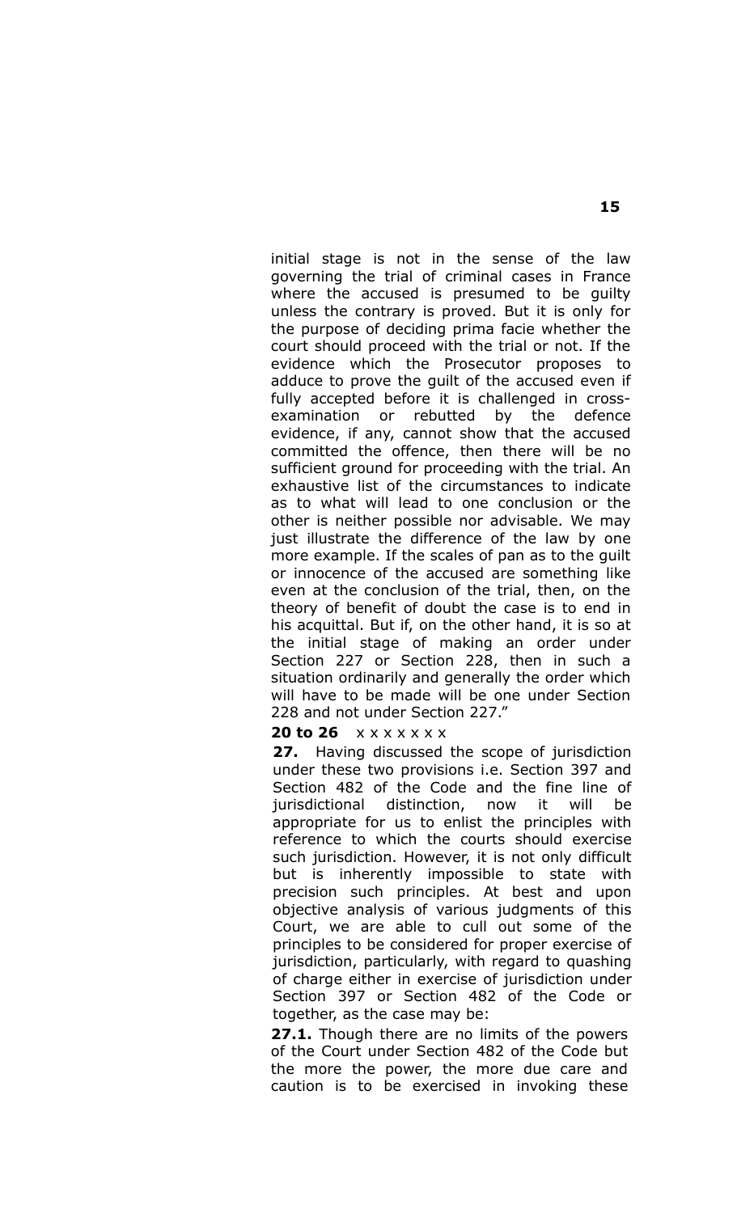initial stage is not in the sense of the law governing the trial of criminal cases in France where the accused is presumed to be guilty unless the contrary is proved. But it is only for the purpose of deciding prima facie whether the court should proceed with the trial or not. If the evidence which the Prosecutor proposes to adduce to prove the guilt of the accused even if fully accepted before it is challenged in cross-examination or rebutted by the defence evidence, if any, cannot show that the accused committed the offence, then there will be no sufficient ground for proceeding with the trial. An exhaustive list of the circumstances to indicate as to what will lead to one conclusion or the other is neither possible nor advisable. We may just illustrate the difference of the law by one more example. If the scales of pan as to the guilt or innocence of the accused are something like even at the conclusion of the trial, then, on the theory of benefit of doubt the case is to end in his acquittal. But if, on the other hand, it is so at the initial stage of making an order under Section 227 or Section 228, then in such a situation ordinarily and generally the order which will have to be made will be one under Section 228 and not under Section 227."

**20 to 26** x x x x x x x

**27.** Having discussed the scope of jurisdiction under these two provisions i.e. Section 397 and Section 482 of the Code and the fine line of jurisdictional distinction, now it will be appropriate for us to enlist the principles with reference to which the courts should exercise such jurisdiction. However, it is not only difficult but is inherently impossible to state with precision such principles. At best and upon objective analysis of various judgments of this Court, we are able to cull out some of the principles to be considered for proper exercise of jurisdiction, particularly, with regard to quashing of charge either in exercise of jurisdiction under Section 397 or Section 482 of the Code or together, as the case may be:

**27.1.** Though there are no limits of the powers of the Court under Section 482 of the Code but the more the power, the more due care and caution is to be exercised in invoking these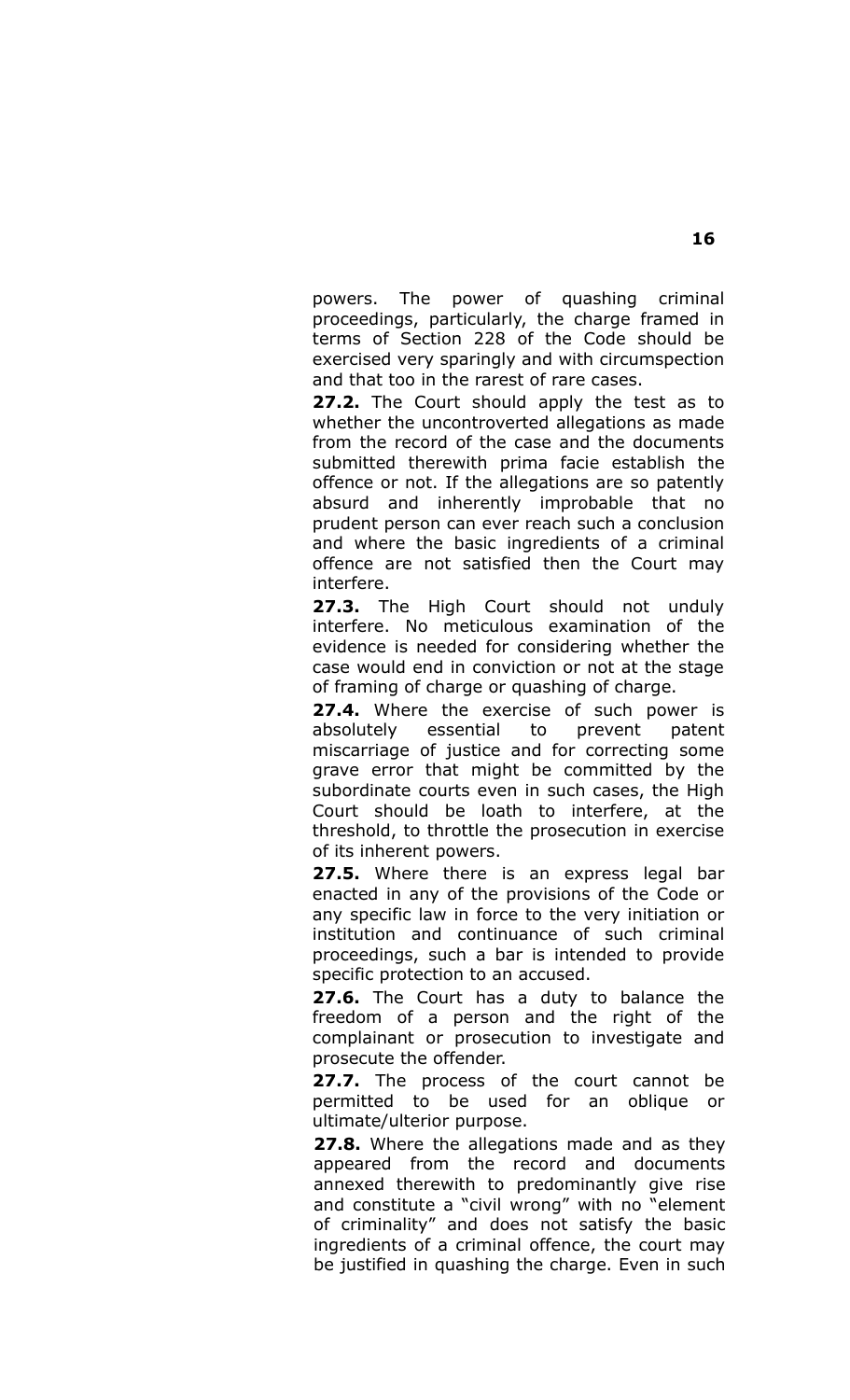powers. The power of quashing criminal proceedings, particularly, the charge framed in terms of Section 228 of the Code should be exercised very sparingly and with circumspection and that too in the rarest of rare cases.

**27.2.** The Court should apply the test as to whether the uncontroverted allegations as made from the record of the case and the documents submitted therewith prima facie establish the offence or not. If the allegations are so patently absurd and inherently improbable that no prudent person can ever reach such a conclusion and where the basic ingredients of a criminal offence are not satisfied then the Court may interfere.

**27.3.** The High Court should not unduly interfere. No meticulous examination of the evidence is needed for considering whether the case would end in conviction or not at the stage of framing of charge or quashing of charge.

**27.4.** Where the exercise of such power is absolutely essential to prevent patent miscarriage of justice and for correcting some grave error that might be committed by the subordinate courts even in such cases, the High Court should be loath to interfere, at the threshold, to throttle the prosecution in exercise of its inherent powers.

**27.5.** Where there is an express legal bar enacted in any of the provisions of the Code or any specific law in force to the very initiation or institution and continuance of such criminal proceedings, such a bar is intended to provide specific protection to an accused.

**27.6.** The Court has a duty to balance the freedom of a person and the right of the complainant or prosecution to investigate and prosecute the offender.

**27.7.** The process of the court cannot be permitted to be used for an oblique or ultimate/ulterior purpose.

**27.8.** Where the allegations made and as they appeared from the record and documents annexed therewith to predominantly give rise and constitute a "civil wrong" with no "element of criminality" and does not satisfy the basic ingredients of a criminal offence, the court may be justified in quashing the charge. Even in such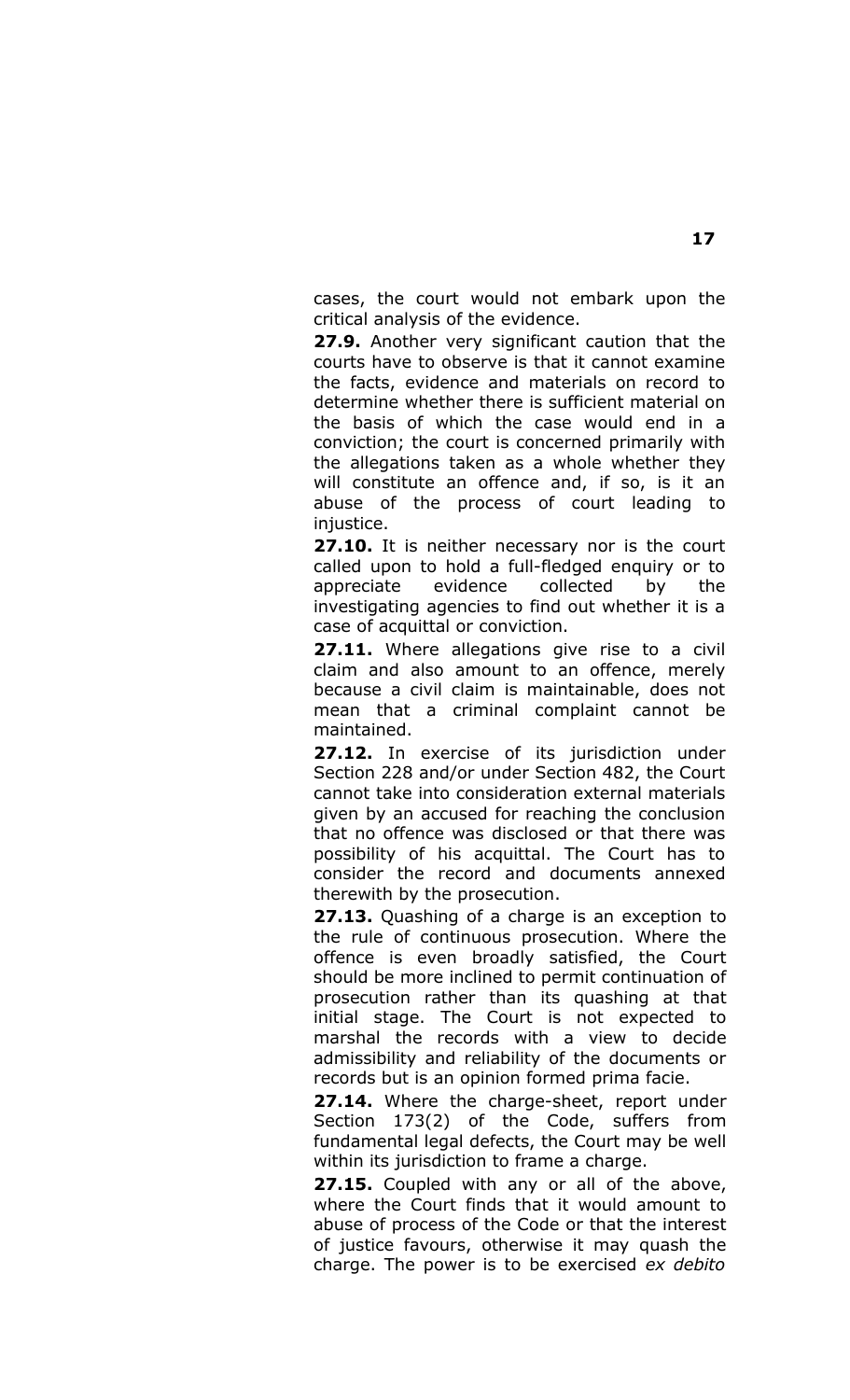cases, the court would not embark upon the critical analysis of the evidence.

**27.9.** Another very significant caution that the courts have to observe is that it cannot examine the facts, evidence and materials on record to determine whether there is sufficient material on the basis of which the case would end in a conviction; the court is concerned primarily with the allegations taken as a whole whether they will constitute an offence and, if so, is it an abuse of the process of court leading to injustice.

**27.10.** It is neither necessary nor is the court called upon to hold a full-fledged enquiry or to appreciate evidence collected by the investigating agencies to find out whether it is a case of acquittal or conviction.

**27.11.** Where allegations give rise to a civil claim and also amount to an offence, merely because a civil claim is maintainable, does not mean that a criminal complaint cannot be maintained.

**27.12.** In exercise of its jurisdiction under Section 228 and/or under Section 482, the Court cannot take into consideration external materials given by an accused for reaching the conclusion that no offence was disclosed or that there was possibility of his acquittal. The Court has to consider the record and documents annexed therewith by the prosecution.

**27.13.** Quashing of a charge is an exception to the rule of continuous prosecution. Where the offence is even broadly satisfied, the Court should be more inclined to permit continuation of prosecution rather than its quashing at that initial stage. The Court is not expected to marshal the records with a view to decide admissibility and reliability of the documents or records but is an opinion formed prima facie.

**27.14.** Where the charge-sheet, report under Section 173(2) of the Code, suffers from fundamental legal defects, the Court may be well within its jurisdiction to frame a charge.

**27.15.** Coupled with any or all of the above, where the Court finds that it would amount to abuse of process of the Code or that the interest of justice favours, otherwise it may quash the charge. The power is to be exercised *ex debito*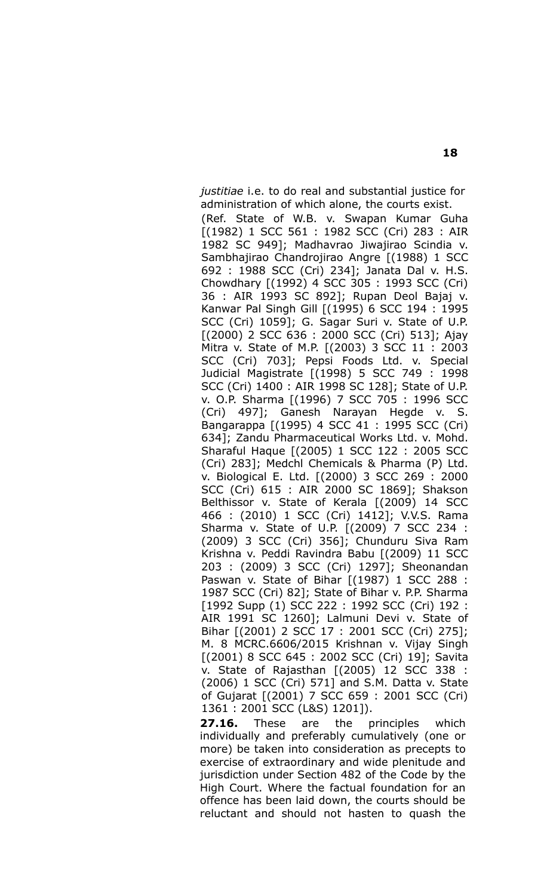*justitiae* i.e. to do real and substantial justice for administration of which alone, the courts exist.

(Ref. State of W.B. v. Swapan Kumar Guha [(1982) 1 SCC 561 : 1982 SCC (Cri) 283 : AIR 1982 SC 949]; Madhavrao Jiwajirao Scindia v. Sambhajirao Chandrojirao Angre [(1988) 1 SCC 692 : 1988 SCC (Cri) 234]; Janata Dal v. H.S. Chowdhary [(1992) 4 SCC 305 : 1993 SCC (Cri) 36 : AIR 1993 SC 892]; Rupan Deol Bajaj v. Kanwar Pal Singh Gill [(1995) 6 SCC 194 : 1995 SCC (Cri) 1059]; G. Sagar Suri v. State of U.P. [(2000) 2 SCC 636 : 2000 SCC (Cri) 513]; Ajay Mitra v. State of M.P. [(2003) 3 SCC 11 : 2003 SCC (Cri) 703]; Pepsi Foods Ltd. v. Special Judicial Magistrate [(1998) 5 SCC 749 : 1998 SCC (Cri) 1400 : AIR 1998 SC 128]; State of U.P. v. O.P. Sharma [(1996) 7 SCC 705 : 1996 SCC (Cri) 497]; Ganesh Narayan Hegde v. S. Bangarappa [(1995) 4 SCC 41 : 1995 SCC (Cri) 634]; Zandu Pharmaceutical Works Ltd. v. Mohd. Sharaful Haque [(2005) 1 SCC 122 : 2005 SCC (Cri) 283]; Medchl Chemicals & Pharma (P) Ltd. v. Biological E. Ltd. [(2000) 3 SCC 269 : 2000 SCC (Cri) 615 : AIR 2000 SC 1869]; Shakson Belthissor v. State of Kerala [(2009) 14 SCC 466 : (2010) 1 SCC (Cri) 1412]; V.V.S. Rama Sharma v. State of U.P. [(2009) 7 SCC 234 : (2009) 3 SCC (Cri) 356]; Chunduru Siva Ram Krishna v. Peddi Ravindra Babu [(2009) 11 SCC 203 : (2009) 3 SCC (Cri) 1297]; Sheonandan Paswan v. State of Bihar [(1987) 1 SCC 288 : 1987 SCC (Cri) 82]; State of Bihar v. P.P. Sharma [1992 Supp (1) SCC 222 : 1992 SCC (Cri) 192 : AIR 1991 SC 1260]; Lalmuni Devi v. State of Bihar [(2001) 2 SCC 17 : 2001 SCC (Cri) 275]; M. 8 MCRC.6606/2015 Krishnan v. Vijay Singh [(2001) 8 SCC 645 : 2002 SCC (Cri) 19]; Savita v. State of Rajasthan [(2005) 12 SCC 338 : (2006) 1 SCC (Cri) 571] and S.M. Datta v. State of Gujarat [(2001) 7 SCC 659 : 2001 SCC (Cri) 1361 : 2001 SCC (L&S) 1201]).

**27.16.** These are the principles which individually and preferably cumulatively (one or more) be taken into consideration as precepts to exercise of extraordinary and wide plenitude and jurisdiction under Section 482 of the Code by the High Court. Where the factual foundation for an offence has been laid down, the courts should be reluctant and should not hasten to quash the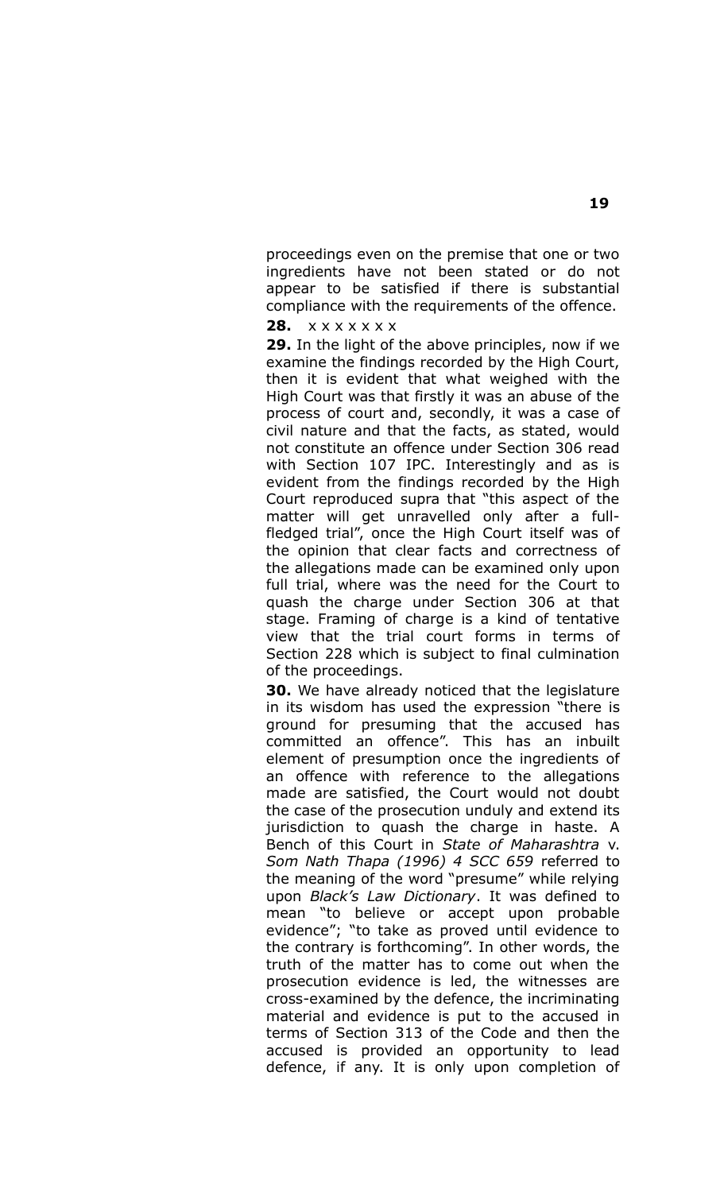proceedings even on the premise that one or two ingredients have not been stated or do not appear to be satisfied if there is substantial compliance with the requirements of the offence.

**28.** x x x x x x x

**29.** In the light of the above principles, now if we examine the findings recorded by the High Court, then it is evident that what weighed with the High Court was that firstly it was an abuse of the process of court and, secondly, it was a case of civil nature and that the facts, as stated, would not constitute an offence under Section 306 read with Section 107 IPC. Interestingly and as is evident from the findings recorded by the High Court reproduced supra that "this aspect of the matter will get unravelled only after a full-fledged trial", once the High Court itself was of the opinion that clear facts and correctness of the allegations made can be examined only upon full trial, where was the need for the Court to quash the charge under Section 306 at that stage. Framing of charge is a kind of tentative view that the trial court forms in terms of Section 228 which is subject to final culmination of the proceedings.

**30.** We have already noticed that the legislature in its wisdom has used the expression "there is ground for presuming that the accused has committed an offence". This has an inbuilt element of presumption once the ingredients of an offence with reference to the allegations made are satisfied, the Court would not doubt the case of the prosecution unduly and extend its jurisdiction to quash the charge in haste. A Bench of this Court in *State of Maharashtra* v. *Som Nath Thapa (1996) 4 SCC 659* referred to the meaning of the word "presume" while relying upon *Black's Law Dictionary*. It was defined to mean "to believe or accept upon probable evidence"; "to take as proved until evidence to the contrary is forthcoming". In other words, the truth of the matter has to come out when the prosecution evidence is led, the witnesses are cross-examined by the defence, the incriminating material and evidence is put to the accused in terms of Section 313 of the Code and then the accused is provided an opportunity to lead defence, if any. It is only upon completion of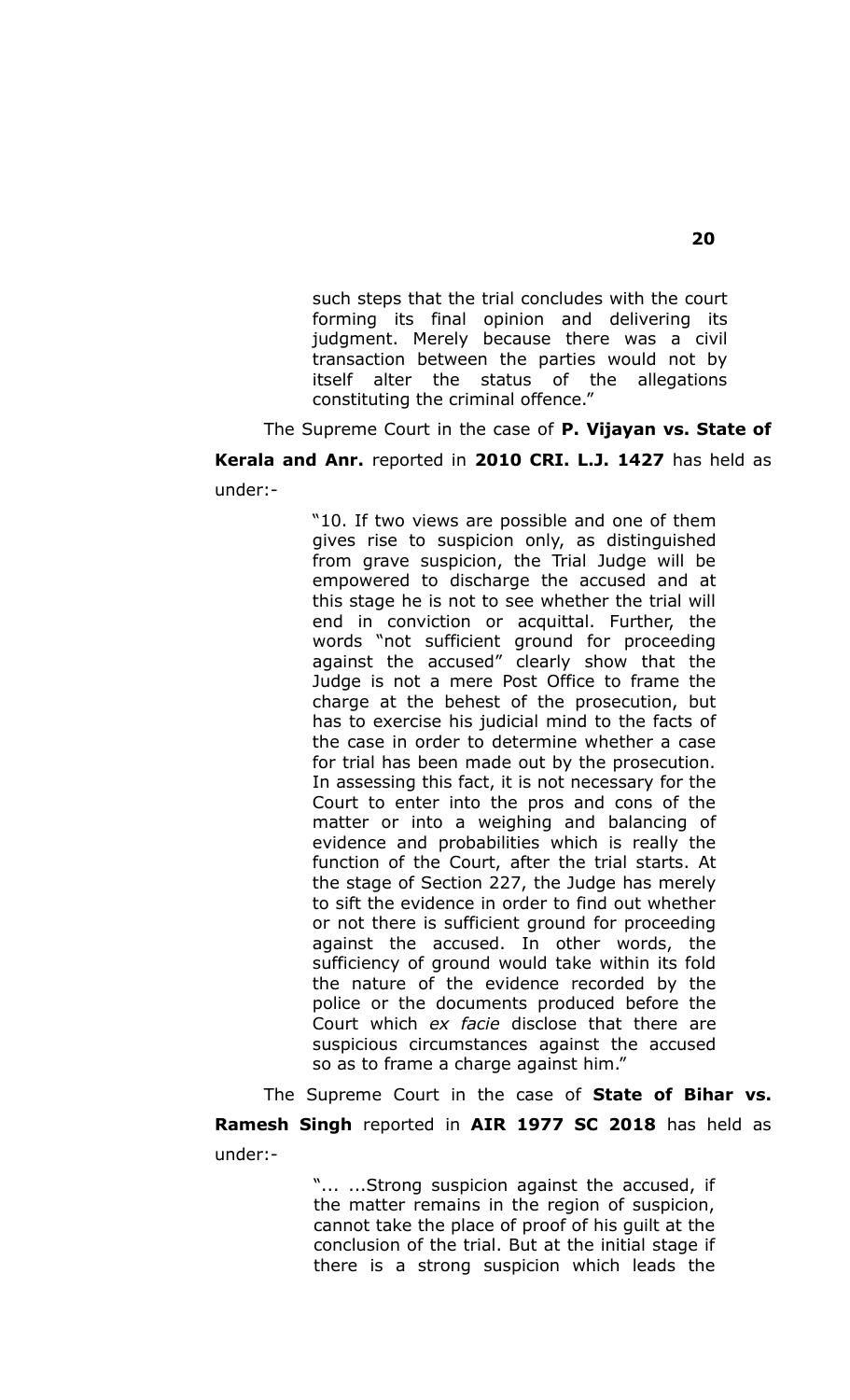> such steps that the trial concludes with the court forming its final opinion and delivering its judgment. Merely because there was a civil transaction between the parties would not by itself alter the status of the allegations constituting the criminal offence."

The Supreme Court in the case of **P. Vijayan vs. State of Kerala and Anr.** reported in **2010 CRI. L.J. 1427** has held as under:-

> "10. If two views are possible and one of them gives rise to suspicion only, as distinguished from grave suspicion, the Trial Judge will be empowered to discharge the accused and at this stage he is not to see whether the trial will end in conviction or acquittal. Further, the words "not sufficient ground for proceeding against the accused" clearly show that the Judge is not a mere Post Office to frame the charge at the behest of the prosecution, but has to exercise his judicial mind to the facts of the case in order to determine whether a case for trial has been made out by the prosecution. In assessing this fact, it is not necessary for the Court to enter into the pros and cons of the matter or into a weighing and balancing of evidence and probabilities which is really the function of the Court, after the trial starts. At the stage of Section 227, the Judge has merely to sift the evidence in order to find out whether or not there is sufficient ground for proceeding against the accused. In other words, the sufficiency of ground would take within its fold the nature of the evidence recorded by the police or the documents produced before the Court which *ex facie* disclose that there are suspicious circumstances against the accused so as to frame a charge against him."

The Supreme Court in the case of **State of Bihar vs. Ramesh Singh** reported in **AIR 1977 SC 2018** has held as under:-

> "... ...Strong suspicion against the accused, if the matter remains in the region of suspicion, cannot take the place of proof of his guilt at the conclusion of the trial. But at the initial stage if there is a strong suspicion which leads the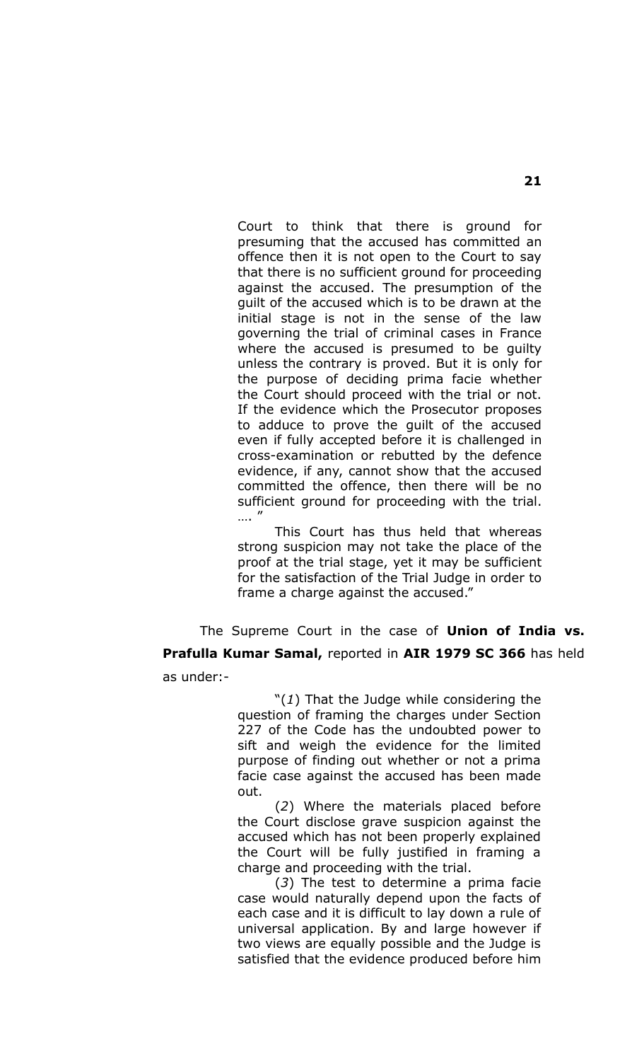> Court to think that there is ground for presuming that the accused has committed an offence then it is not open to the Court to say that there is no sufficient ground for proceeding against the accused. The presumption of the guilt of the accused which is to be drawn at the initial stage is not in the sense of the law governing the trial of criminal cases in France where the accused is presumed to be guilty unless the contrary is proved. But it is only for the purpose of deciding prima facie whether the Court should proceed with the trial or not. If the evidence which the Prosecutor proposes to adduce to prove the guilt of the accused even if fully accepted before it is challenged in cross-examination or rebutted by the defence evidence, if any, cannot show that the accused committed the offence, then there will be no sufficient ground for proceeding with the trial. …. "
>
> This Court has thus held that whereas strong suspicion may not take the place of the proof at the trial stage, yet it may be sufficient for the satisfaction of the Trial Judge in order to frame a charge against the accused."

The Supreme Court in the case of **Union of India vs. Prafulla Kumar Samal,** reported in **AIR 1979 SC 366** has held as under:-

> "(*1*) That the Judge while considering the question of framing the charges under Section 227 of the Code has the undoubted power to sift and weigh the evidence for the limited purpose of finding out whether or not a prima facie case against the accused has been made out.
>
> (*2*) Where the materials placed before the Court disclose grave suspicion against the accused which has not been properly explained the Court will be fully justified in framing a charge and proceeding with the trial.
>
> (*3*) The test to determine a prima facie case would naturally depend upon the facts of each case and it is difficult to lay down a rule of universal application. By and large however if two views are equally possible and the Judge is satisfied that the evidence produced before him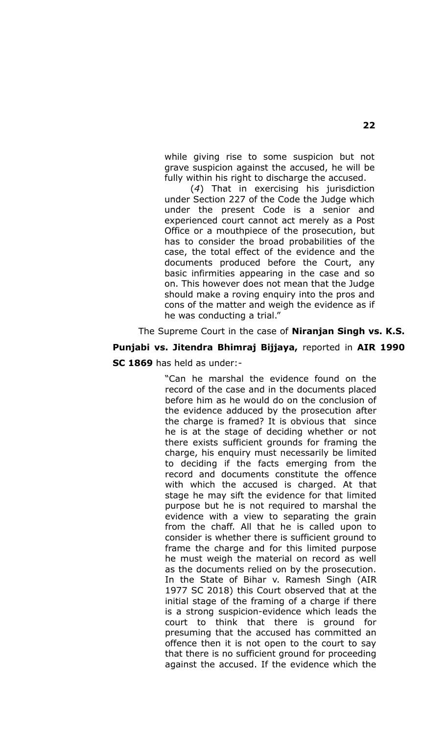> while giving rise to some suspicion but not grave suspicion against the accused, he will be fully within his right to discharge the accused.
>
> (*4*) That in exercising his jurisdiction under Section 227 of the Code the Judge which under the present Code is a senior and experienced court cannot act merely as a Post Office or a mouthpiece of the prosecution, but has to consider the broad probabilities of the case, the total effect of the evidence and the documents produced before the Court, any basic infirmities appearing in the case and so on. This however does not mean that the Judge should make a roving enquiry into the pros and cons of the matter and weigh the evidence as if he was conducting a trial."

The Supreme Court in the case of **Niranjan Singh vs. K.S. Punjabi vs. Jitendra Bhimraj Bijjaya,** reported in **AIR 1990 SC 1869** has held as under:-

> "Can he marshal the evidence found on the record of the case and in the documents placed before him as he would do on the conclusion of the evidence adduced by the prosecution after the charge is framed? It is obvious that since he is at the stage of deciding whether or not there exists sufficient grounds for framing the charge, his enquiry must necessarily be limited to deciding if the facts emerging from the record and documents constitute the offence with which the accused is charged. At that stage he may sift the evidence for that limited purpose but he is not required to marshal the evidence with a view to separating the grain from the chaff. All that he is called upon to consider is whether there is sufficient ground to frame the charge and for this limited purpose he must weigh the material on record as well as the documents relied on by the prosecution. In the State of Bihar v. Ramesh Singh (AIR 1977 SC 2018) this Court observed that at the initial stage of the framing of a charge if there is a strong suspicion-evidence which leads the court to think that there is ground for presuming that the accused has committed an offence then it is not open to the court to say that there is no sufficient ground for proceeding against the accused. If the evidence which the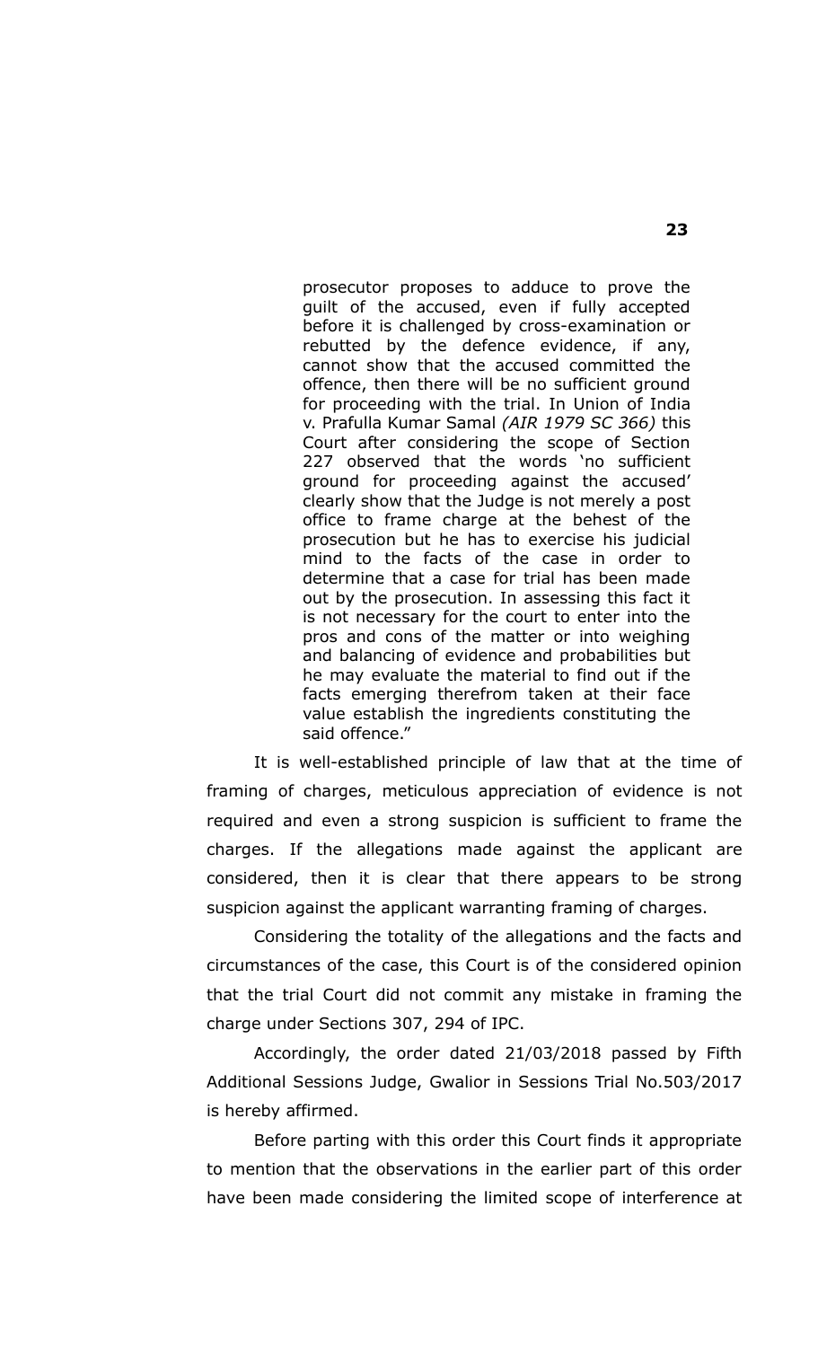> prosecutor proposes to adduce to prove the guilt of the accused, even if fully accepted before it is challenged by cross-examination or rebutted by the defence evidence, if any, cannot show that the accused committed the offence, then there will be no sufficient ground for proceeding with the trial. In Union of India v. Prafulla Kumar Samal *(AIR 1979 SC 366)* this Court after considering the scope of Section 227 observed that the words 'no sufficient ground for proceeding against the accused' clearly show that the Judge is not merely a post office to frame charge at the behest of the prosecution but he has to exercise his judicial mind to the facts of the case in order to determine that a case for trial has been made out by the prosecution. In assessing this fact it is not necessary for the court to enter into the pros and cons of the matter or into weighing and balancing of evidence and probabilities but he may evaluate the material to find out if the facts emerging therefrom taken at their face value establish the ingredients constituting the said offence."

It is well-established principle of law that at the time of framing of charges, meticulous appreciation of evidence is not required and even a strong suspicion is sufficient to frame the charges. If the allegations made against the applicant are considered, then it is clear that there appears to be strong suspicion against the applicant warranting framing of charges.

Considering the totality of the allegations and the facts and circumstances of the case, this Court is of the considered opinion that the trial Court did not commit any mistake in framing the charge under Sections 307, 294 of IPC.

Accordingly, the order dated 21/03/2018 passed by Fifth Additional Sessions Judge, Gwalior in Sessions Trial No.503/2017 is hereby affirmed.

Before parting with this order this Court finds it appropriate to mention that the observations in the earlier part of this order have been made considering the limited scope of interference at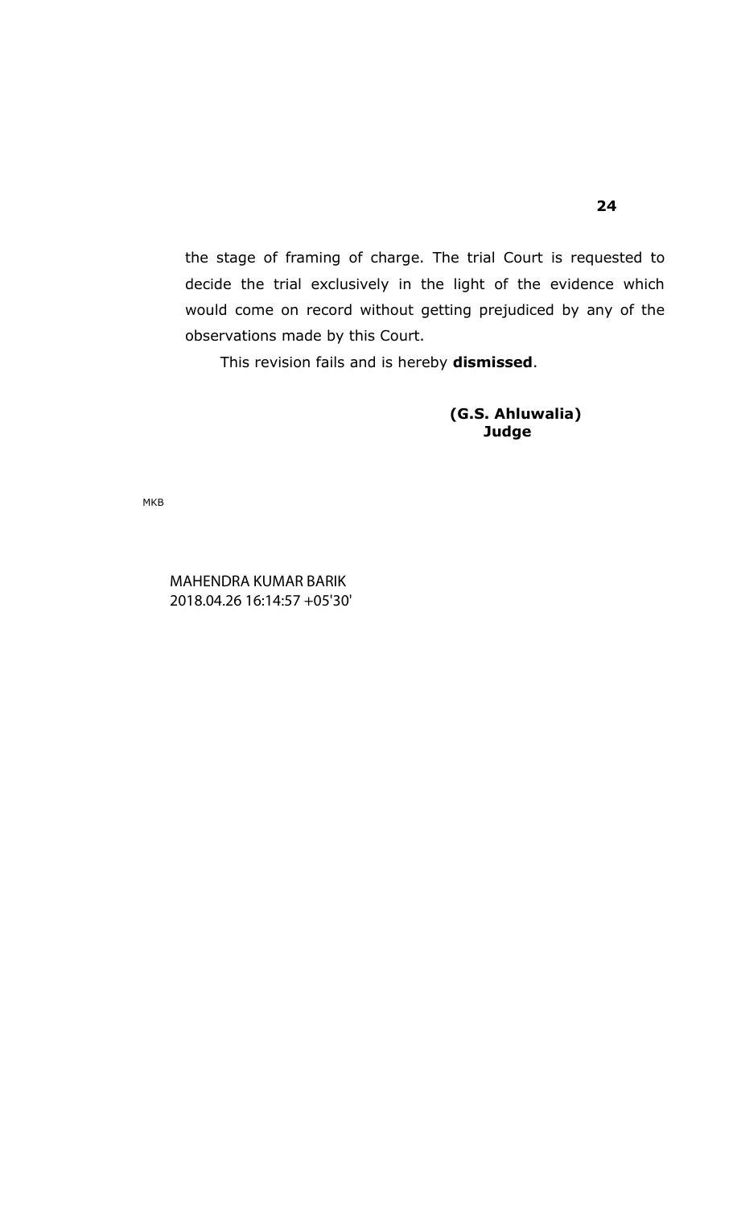the stage of framing of charge. The trial Court is requested to decide the trial exclusively in the light of the evidence which would come on record without getting prejudiced by any of the observations made by this Court.

This revision fails and is hereby **dismissed**.

**(G.S. Ahluwalia)**
**Judge**

MKB

MAHENDRA KUMAR BARIK
2018.04.26 16:14:57 +05'30'